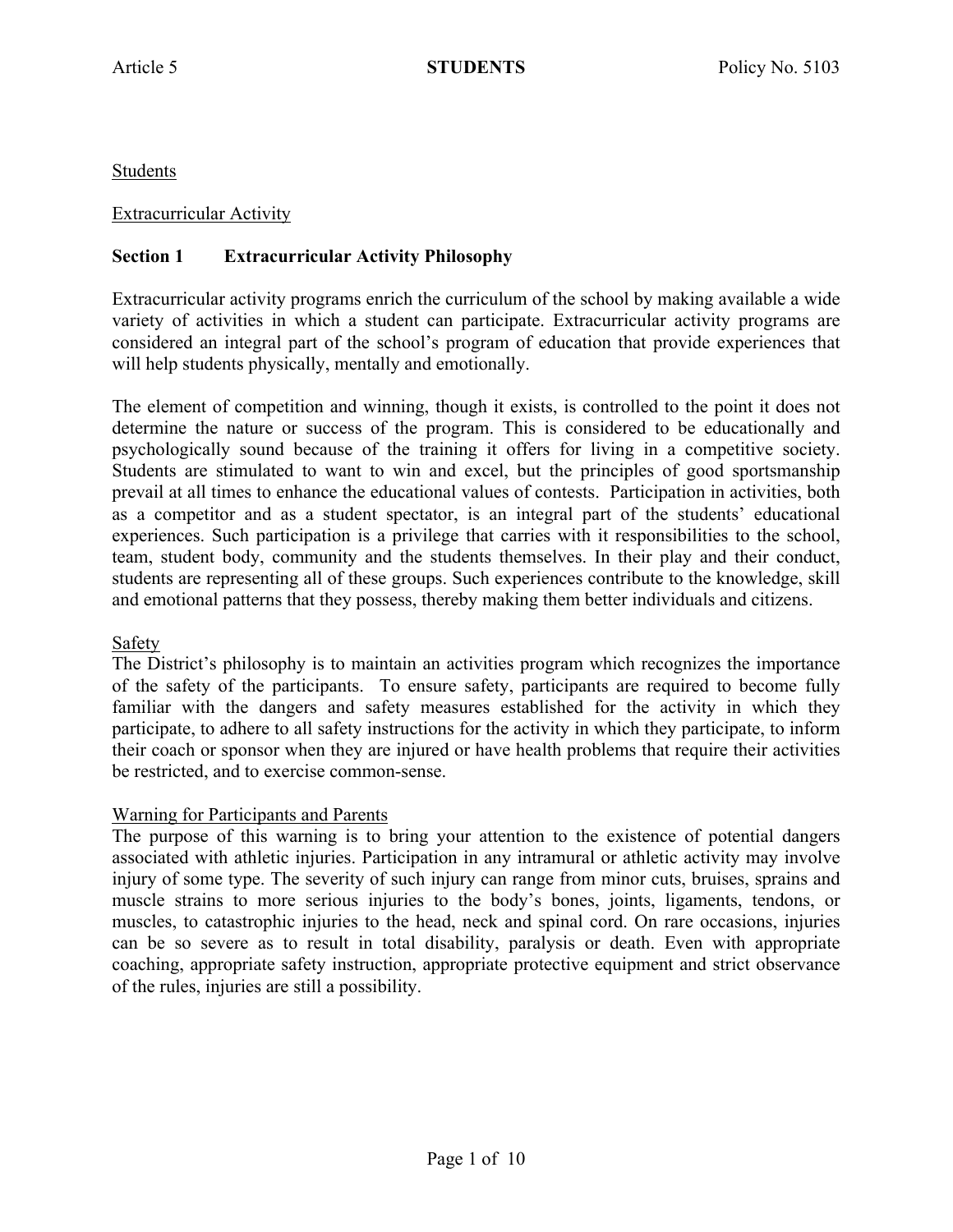Students

Extracurricular Activity

## Section 1 Extracurricular Activity Philosophy

Extracurricular activity programs enrich the curriculum of the school by making available a wide variety of activities in which a student can participate. Extracurricular activity programs are considered an integral part of the school's program of education that provide experiences that will help students physically, mentally and emotionally.

The element of competition and winning, though it exists, is controlled to the point it does not determine the nature or success of the program. This is considered to be educationally and psychologically sound because of the training it offers for living in a competitive society. Students are stimulated to want to win and excel, but the principles of good sportsmanship prevail at all times to enhance the educational values of contests. Participation in activities, both as a competitor and as a student spectator, is an integral part of the students' educational experiences. Such participation is a privilege that carries with it responsibilities to the school, team, student body, community and the students themselves. In their play and their conduct, students are representing all of these groups. Such experiences contribute to the knowledge, skill and emotional patterns that they possess, thereby making them better individuals and citizens.

Safety

The District's philosophy is to maintain an activities program which recognizes the importance of the safety of the participants. To ensure safety, participants are required to become fully familiar with the dangers and safety measures established for the activity in which they participate, to adhere to all safety instructions for the activity in which they participate, to inform their coach or sponsor when they are injured or have health problems that require their activities be restricted, and to exercise common-sense.

Warning for Participants and Parents

The purpose of this warning is to bring your attention to the existence of potential dangers associated with athletic injuries. Participation in any intramural or athletic activity may involve injury of some type. The severity of such injury can range from minor cuts, bruises, sprains and muscle strains to more serious injuries to the body's bones, joints, ligaments, tendons, or muscles, to catastrophic injuries to the head, neck and spinal cord. On rare occasions, injuries can be so severe as to result in total disability, paralysis or death. Even with appropriate coaching, appropriate safety instruction, appropriate protective equipment and strict observance of the rules, injuries are still a possibility.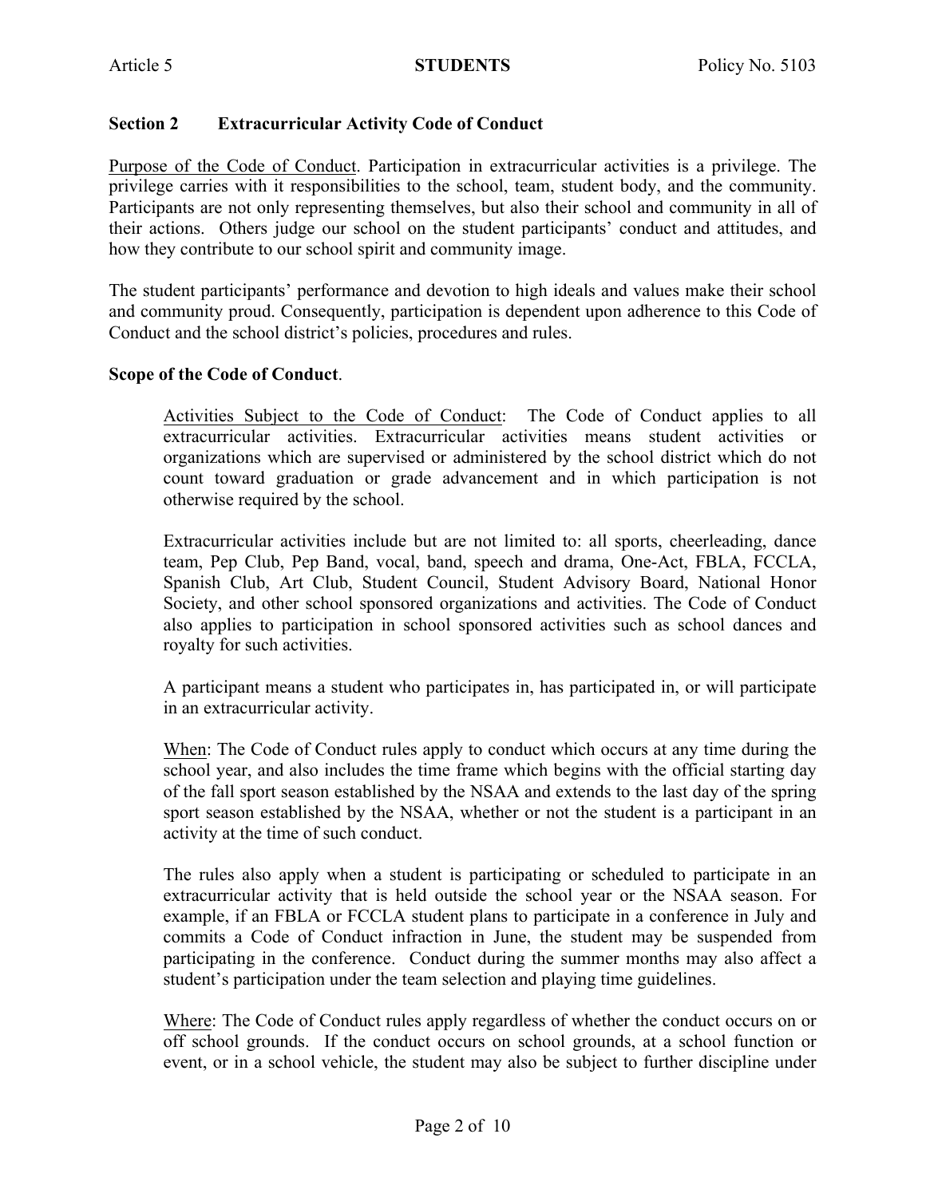## Section 2 Extracurricular Activity Code of Conduct

Purpose of the Code of Conduct. Participation in extracurricular activities is a privilege. The privilege carries with it responsibilities to the school, team, student body, and the community. Participants are not only representing themselves, but also their school and community in all of their actions. Others judge our school on the student participants' conduct and attitudes, and how they contribute to our school spirit and community image.

The student participants' performance and devotion to high ideals and values make their school and community proud. Consequently, participation is dependent upon adherence to this Code of Conduct and the school district's policies, procedures and rules.

**Scope of the Code of Conduct**.

Activities Subject to the Code of Conduct: The Code of Conduct applies to all extracurricular activities. Extracurricular activities means student activities or organizations which are supervised or administered by the school district which do not count toward graduation or grade advancement and in which participation is not otherwise required by the school.

Extracurricular activities include but are not limited to: all sports, cheerleading, dance team, Pep Club, Pep Band, vocal, band, speech and drama, One-Act, FBLA, FCCLA, Spanish Club, Art Club, Student Council, Student Advisory Board, National Honor Society, and other school sponsored organizations and activities. The Code of Conduct also applies to participation in school sponsored activities such as school dances and royalty for such activities.

A participant means a student who participates in, has participated in, or will participate in an extracurricular activity.

When: The Code of Conduct rules apply to conduct which occurs at any time during the school year, and also includes the time frame which begins with the official starting day of the fall sport season established by the NSAA and extends to the last day of the spring sport season established by the NSAA, whether or not the student is a participant in an activity at the time of such conduct.

The rules also apply when a student is participating or scheduled to participate in an extracurricular activity that is held outside the school year or the NSAA season. For example, if an FBLA or FCCLA student plans to participate in a conference in July and commits a Code of Conduct infraction in June, the student may be suspended from participating in the conference. Conduct during the summer months may also affect a student's participation under the team selection and playing time guidelines.

Where: The Code of Conduct rules apply regardless of whether the conduct occurs on or off school grounds. If the conduct occurs on school grounds, at a school function or event, or in a school vehicle, the student may also be subject to further discipline under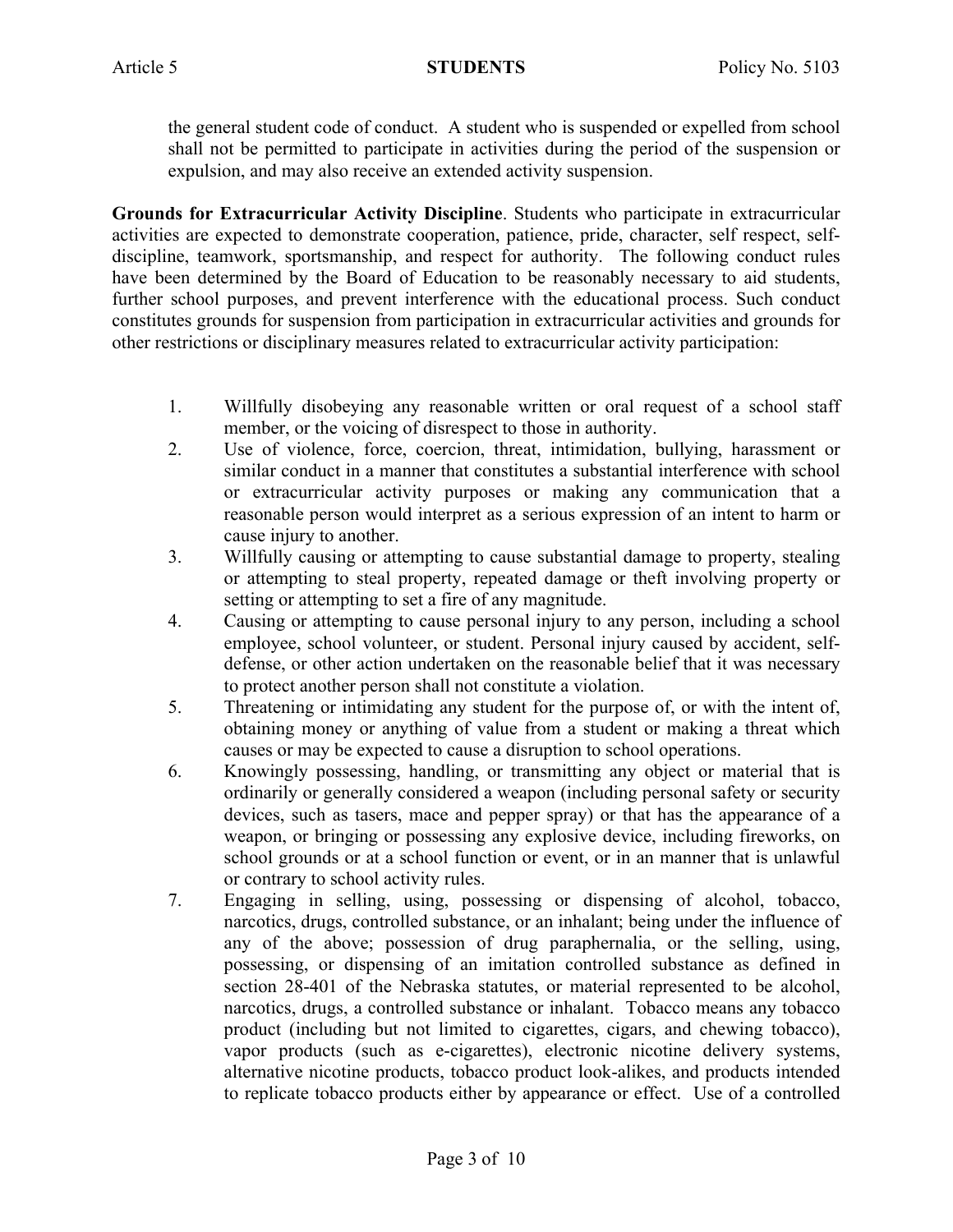the general student code of conduct. A student who is suspended or expelled from school shall not be permitted to participate in activities during the period of the suspension or expulsion, and may also receive an extended activity suspension.

**Grounds for Extracurricular Activity Discipline**. Students who participate in extracurricular activities are expected to demonstrate cooperation, patience, pride, character, self respect, self-discipline, teamwork, sportsmanship, and respect for authority. The following conduct rules have been determined by the Board of Education to be reasonably necessary to aid students, further school purposes, and prevent interference with the educational process. Such conduct constitutes grounds for suspension from participation in extracurricular activities and grounds for other restrictions or disciplinary measures related to extracurricular activity participation:

1. Willfully disobeying any reasonable written or oral request of a school staff member, or the voicing of disrespect to those in authority.
2. Use of violence, force, coercion, threat, intimidation, bullying, harassment or similar conduct in a manner that constitutes a substantial interference with school or extracurricular activity purposes or making any communication that a reasonable person would interpret as a serious expression of an intent to harm or cause injury to another.
3. Willfully causing or attempting to cause substantial damage to property, stealing or attempting to steal property, repeated damage or theft involving property or setting or attempting to set a fire of any magnitude.
4. Causing or attempting to cause personal injury to any person, including a school employee, school volunteer, or student. Personal injury caused by accident, self-defense, or other action undertaken on the reasonable belief that it was necessary to protect another person shall not constitute a violation.
5. Threatening or intimidating any student for the purpose of, or with the intent of, obtaining money or anything of value from a student or making a threat which causes or may be expected to cause a disruption to school operations.
6. Knowingly possessing, handling, or transmitting any object or material that is ordinarily or generally considered a weapon (including personal safety or security devices, such as tasers, mace and pepper spray) or that has the appearance of a weapon, or bringing or possessing any explosive device, including fireworks, on school grounds or at a school function or event, or in an manner that is unlawful or contrary to school activity rules.
7. Engaging in selling, using, possessing or dispensing of alcohol, tobacco, narcotics, drugs, controlled substance, or an inhalant; being under the influence of any of the above; possession of drug paraphernalia, or the selling, using, possessing, or dispensing of an imitation controlled substance as defined in section 28-401 of the Nebraska statutes, or material represented to be alcohol, narcotics, drugs, a controlled substance or inhalant. Tobacco means any tobacco product (including but not limited to cigarettes, cigars, and chewing tobacco), vapor products (such as e-cigarettes), electronic nicotine delivery systems, alternative nicotine products, tobacco product look-alikes, and products intended to replicate tobacco products either by appearance or effect. Use of a controlled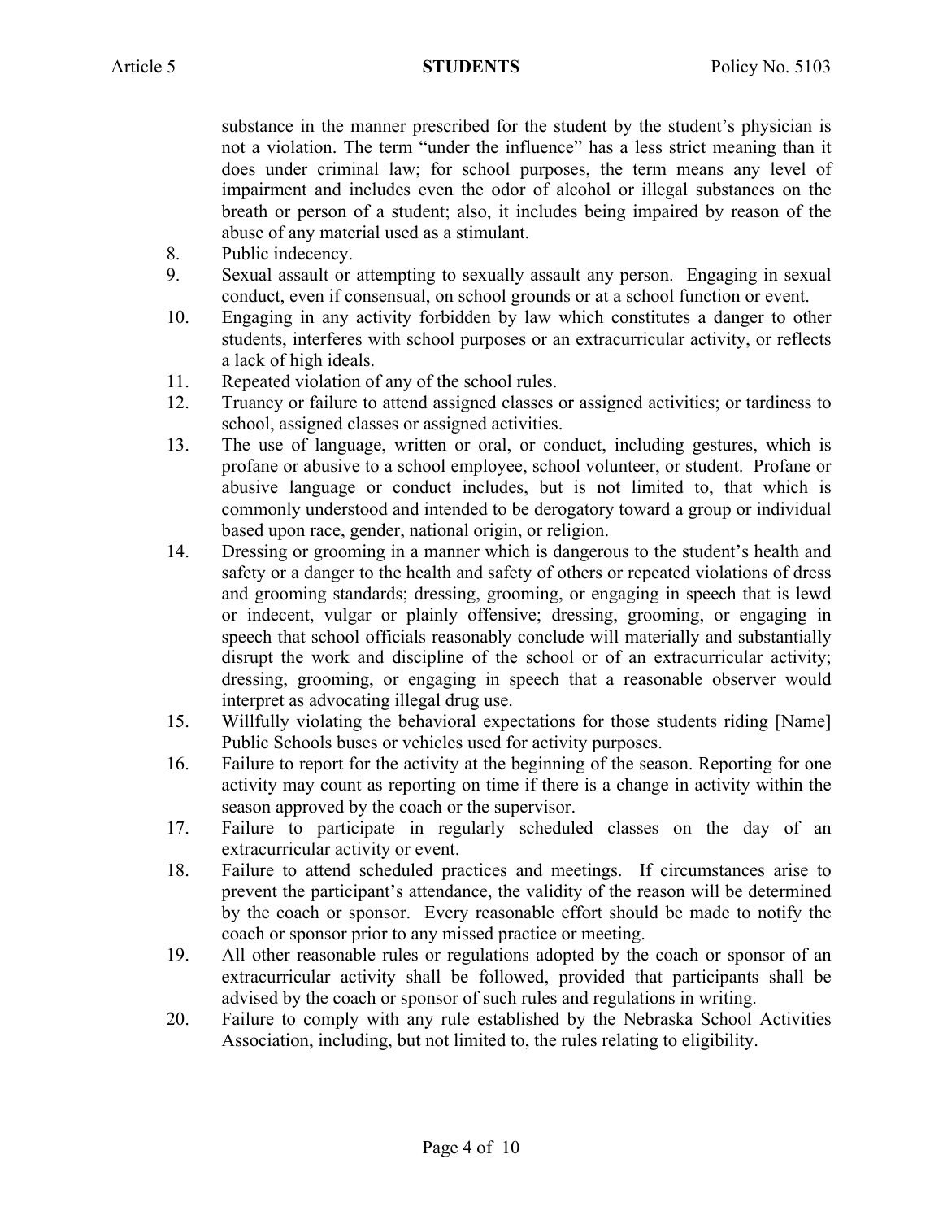substance in the manner prescribed for the student by the student's physician is not a violation. The term "under the influence" has a less strict meaning than it does under criminal law; for school purposes, the term means any level of impairment and includes even the odor of alcohol or illegal substances on the breath or person of a student; also, it includes being impaired by reason of the abuse of any material used as a stimulant.

8. Public indecency.
9. Sexual assault or attempting to sexually assault any person. Engaging in sexual conduct, even if consensual, on school grounds or at a school function or event.
10. Engaging in any activity forbidden by law which constitutes a danger to other students, interferes with school purposes or an extracurricular activity, or reflects a lack of high ideals.
11. Repeated violation of any of the school rules.
12. Truancy or failure to attend assigned classes or assigned activities; or tardiness to school, assigned classes or assigned activities.
13. The use of language, written or oral, or conduct, including gestures, which is profane or abusive to a school employee, school volunteer, or student. Profane or abusive language or conduct includes, but is not limited to, that which is commonly understood and intended to be derogatory toward a group or individual based upon race, gender, national origin, or religion.
14. Dressing or grooming in a manner which is dangerous to the student's health and safety or a danger to the health and safety of others or repeated violations of dress and grooming standards; dressing, grooming, or engaging in speech that is lewd or indecent, vulgar or plainly offensive; dressing, grooming, or engaging in speech that school officials reasonably conclude will materially and substantially disrupt the work and discipline of the school or of an extracurricular activity; dressing, grooming, or engaging in speech that a reasonable observer would interpret as advocating illegal drug use.
15. Willfully violating the behavioral expectations for those students riding [Name] Public Schools buses or vehicles used for activity purposes.
16. Failure to report for the activity at the beginning of the season. Reporting for one activity may count as reporting on time if there is a change in activity within the season approved by the coach or the supervisor.
17. Failure to participate in regularly scheduled classes on the day of an extracurricular activity or event.
18. Failure to attend scheduled practices and meetings. If circumstances arise to prevent the participant's attendance, the validity of the reason will be determined by the coach or sponsor. Every reasonable effort should be made to notify the coach or sponsor prior to any missed practice or meeting.
19. All other reasonable rules or regulations adopted by the coach or sponsor of an extracurricular activity shall be followed, provided that participants shall be advised by the coach or sponsor of such rules and regulations in writing.
20. Failure to comply with any rule established by the Nebraska School Activities Association, including, but not limited to, the rules relating to eligibility.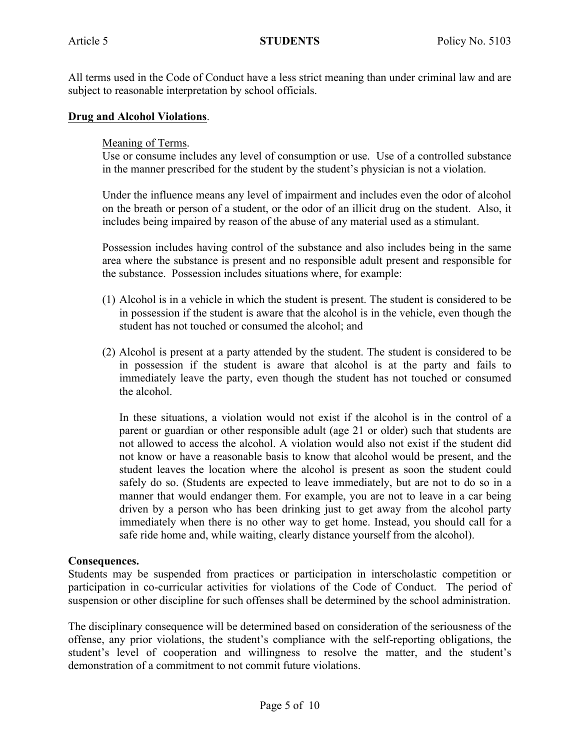All terms used in the Code of Conduct have a less strict meaning than under criminal law and are subject to reasonable interpretation by school officials.

**<u>Drug and Alcohol Violations</u>**.

<u>Meaning of Terms</u>.
Use or consume includes any level of consumption or use. Use of a controlled substance in the manner prescribed for the student by the student's physician is not a violation.

Under the influence means any level of impairment and includes even the odor of alcohol on the breath or person of a student, or the odor of an illicit drug on the student. Also, it includes being impaired by reason of the abuse of any material used as a stimulant.

Possession includes having control of the substance and also includes being in the same area where the substance is present and no responsible adult present and responsible for the substance. Possession includes situations where, for example:

(1) Alcohol is in a vehicle in which the student is present. The student is considered to be in possession if the student is aware that the alcohol is in the vehicle, even though the student has not touched or consumed the alcohol; and

(2) Alcohol is present at a party attended by the student. The student is considered to be in possession if the student is aware that alcohol is at the party and fails to immediately leave the party, even though the student has not touched or consumed the alcohol.

    In these situations, a violation would not exist if the alcohol is in the control of a parent or guardian or other responsible adult (age 21 or older) such that students are not allowed to access the alcohol. A violation would also not exist if the student did not know or have a reasonable basis to know that alcohol would be present, and the student leaves the location where the alcohol is present as soon the student could safely do so. (Students are expected to leave immediately, but are not to do so in a manner that would endanger them. For example, you are not to leave in a car being driven by a person who has been drinking just to get away from the alcohol party immediately when there is no other way to get home. Instead, you should call for a safe ride home and, while waiting, clearly distance yourself from the alcohol).

**Consequences.**
Students may be suspended from practices or participation in interscholastic competition or participation in co-curricular activities for violations of the Code of Conduct. The period of suspension or other discipline for such offenses shall be determined by the school administration.

The disciplinary consequence will be determined based on consideration of the seriousness of the offense, any prior violations, the student's compliance with the self-reporting obligations, the student's level of cooperation and willingness to resolve the matter, and the student's demonstration of a commitment to not commit future violations.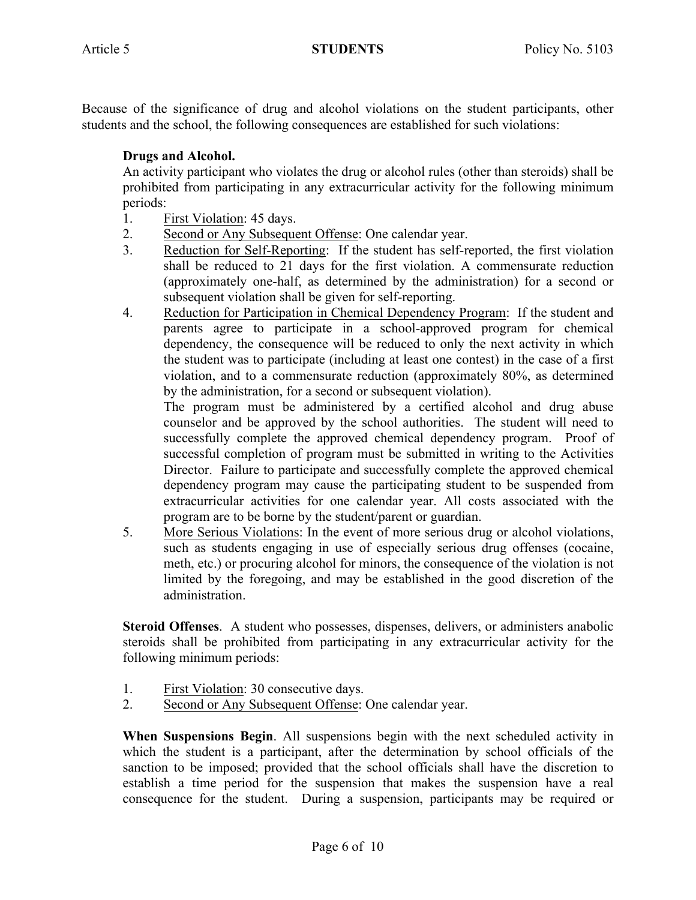Because of the significance of drug and alcohol violations on the student participants, other students and the school, the following consequences are established for such violations:

**Drugs and Alcohol.**
An activity participant who violates the drug or alcohol rules (other than steroids) shall be prohibited from participating in any extracurricular activity for the following minimum periods:

1. First Violation: 45 days.
2. Second or Any Subsequent Offense: One calendar year.
3. Reduction for Self-Reporting: If the student has self-reported, the first violation shall be reduced to 21 days for the first violation. A commensurate reduction (approximately one-half, as determined by the administration) for a second or subsequent violation shall be given for self-reporting.
4. Reduction for Participation in Chemical Dependency Program: If the student and parents agree to participate in a school-approved program for chemical dependency, the consequence will be reduced to only the next activity in which the student was to participate (including at least one contest) in the case of a first violation, and to a commensurate reduction (approximately 80%, as determined by the administration, for a second or subsequent violation).
   The program must be administered by a certified alcohol and drug abuse counselor and be approved by the school authorities. The student will need to successfully complete the approved chemical dependency program. Proof of successful completion of program must be submitted in writing to the Activities Director. Failure to participate and successfully complete the approved chemical dependency program may cause the participating student to be suspended from extracurricular activities for one calendar year. All costs associated with the program are to be borne by the student/parent or guardian.
5. More Serious Violations: In the event of more serious drug or alcohol violations, such as students engaging in use of especially serious drug offenses (cocaine, meth, etc.) or procuring alcohol for minors, the consequence of the violation is not limited by the foregoing, and may be established in the good discretion of the administration.

**Steroid Offenses**. A student who possesses, dispenses, delivers, or administers anabolic steroids shall be prohibited from participating in any extracurricular activity for the following minimum periods:

1. First Violation: 30 consecutive days.
2. Second or Any Subsequent Offense: One calendar year.

**When Suspensions Begin**. All suspensions begin with the next scheduled activity in which the student is a participant, after the determination by school officials of the sanction to be imposed; provided that the school officials shall have the discretion to establish a time period for the suspension that makes the suspension have a real consequence for the student. During a suspension, participants may be required or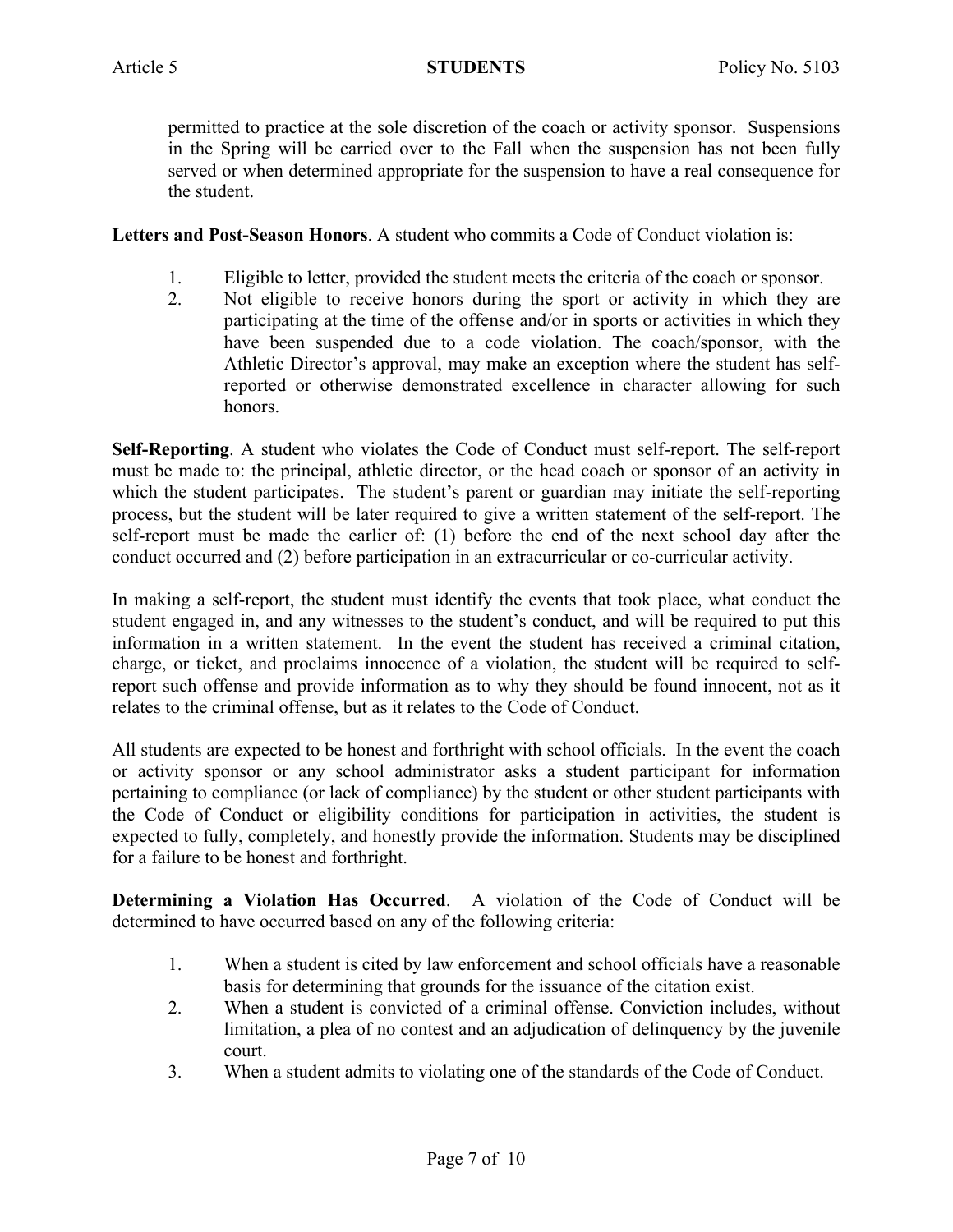permitted to practice at the sole discretion of the coach or activity sponsor. Suspensions in the Spring will be carried over to the Fall when the suspension has not been fully served or when determined appropriate for the suspension to have a real consequence for the student.

**Letters and Post-Season Honors**. A student who commits a Code of Conduct violation is:

1. Eligible to letter, provided the student meets the criteria of the coach or sponsor.
2. Not eligible to receive honors during the sport or activity in which they are participating at the time of the offense and/or in sports or activities in which they have been suspended due to a code violation. The coach/sponsor, with the Athletic Director's approval, may make an exception where the student has self-reported or otherwise demonstrated excellence in character allowing for such honors.

**Self-Reporting**. A student who violates the Code of Conduct must self-report. The self-report must be made to: the principal, athletic director, or the head coach or sponsor of an activity in which the student participates. The student's parent or guardian may initiate the self-reporting process, but the student will be later required to give a written statement of the self-report. The self-report must be made the earlier of: (1) before the end of the next school day after the conduct occurred and (2) before participation in an extracurricular or co-curricular activity.

In making a self-report, the student must identify the events that took place, what conduct the student engaged in, and any witnesses to the student's conduct, and will be required to put this information in a written statement. In the event the student has received a criminal citation, charge, or ticket, and proclaims innocence of a violation, the student will be required to self-report such offense and provide information as to why they should be found innocent, not as it relates to the criminal offense, but as it relates to the Code of Conduct.

All students are expected to be honest and forthright with school officials. In the event the coach or activity sponsor or any school administrator asks a student participant for information pertaining to compliance (or lack of compliance) by the student or other student participants with the Code of Conduct or eligibility conditions for participation in activities, the student is expected to fully, completely, and honestly provide the information. Students may be disciplined for a failure to be honest and forthright.

**Determining a Violation Has Occurred**. A violation of the Code of Conduct will be determined to have occurred based on any of the following criteria:

1. When a student is cited by law enforcement and school officials have a reasonable basis for determining that grounds for the issuance of the citation exist.
2. When a student is convicted of a criminal offense. Conviction includes, without limitation, a plea of no contest and an adjudication of delinquency by the juvenile court.
3. When a student admits to violating one of the standards of the Code of Conduct.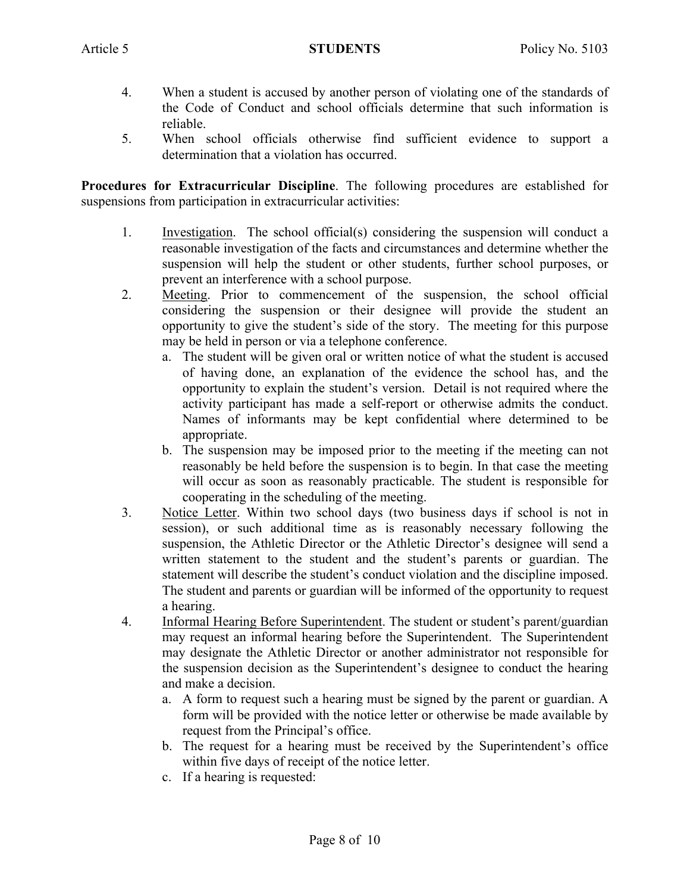4. When a student is accused by another person of violating one of the standards of the Code of Conduct and school officials determine that such information is reliable.
5. When school officials otherwise find sufficient evidence to support a determination that a violation has occurred.

**Procedures for Extracurricular Discipline**. The following procedures are established for suspensions from participation in extracurricular activities:

1. Investigation. The school official(s) considering the suspension will conduct a reasonable investigation of the facts and circumstances and determine whether the suspension will help the student or other students, further school purposes, or prevent an interference with a school purpose.
2. Meeting. Prior to commencement of the suspension, the school official considering the suspension or their designee will provide the student an opportunity to give the student's side of the story. The meeting for this purpose may be held in person or via a telephone conference.
   a. The student will be given oral or written notice of what the student is accused of having done, an explanation of the evidence the school has, and the opportunity to explain the student's version. Detail is not required where the activity participant has made a self-report or otherwise admits the conduct. Names of informants may be kept confidential where determined to be appropriate.
   b. The suspension may be imposed prior to the meeting if the meeting can not reasonably be held before the suspension is to begin. In that case the meeting will occur as soon as reasonably practicable. The student is responsible for cooperating in the scheduling of the meeting.
3. Notice Letter. Within two school days (two business days if school is not in session), or such additional time as is reasonably necessary following the suspension, the Athletic Director or the Athletic Director's designee will send a written statement to the student and the student's parents or guardian. The statement will describe the student's conduct violation and the discipline imposed. The student and parents or guardian will be informed of the opportunity to request a hearing.
4. Informal Hearing Before Superintendent. The student or student's parent/guardian may request an informal hearing before the Superintendent. The Superintendent may designate the Athletic Director or another administrator not responsible for the suspension decision as the Superintendent's designee to conduct the hearing and make a decision.
   a. A form to request such a hearing must be signed by the parent or guardian. A form will be provided with the notice letter or otherwise be made available by request from the Principal's office.
   b. The request for a hearing must be received by the Superintendent's office within five days of receipt of the notice letter.
   c. If a hearing is requested: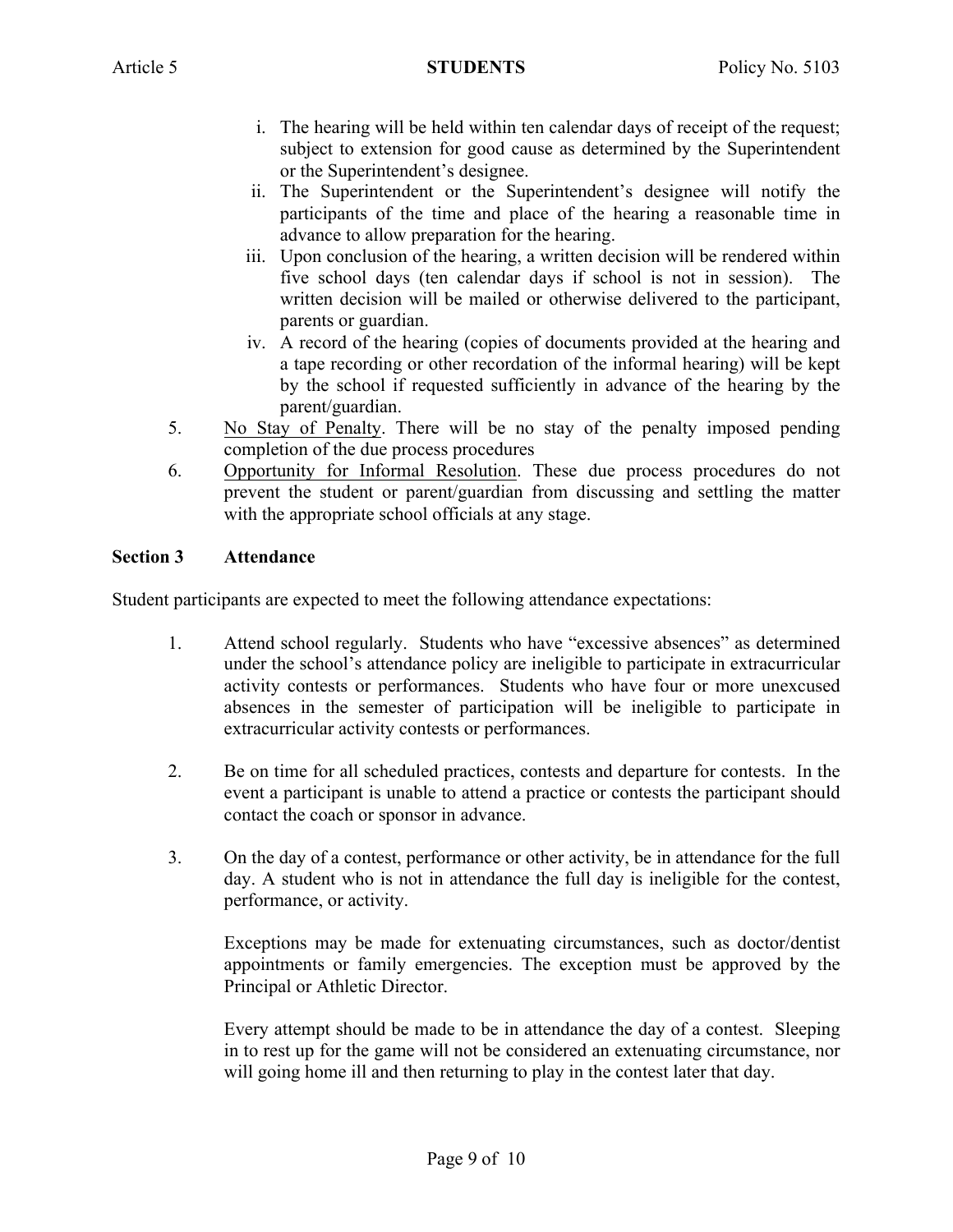i. The hearing will be held within ten calendar days of receipt of the request; subject to extension for good cause as determined by the Superintendent or the Superintendent's designee.
   ii. The Superintendent or the Superintendent's designee will notify the participants of the time and place of the hearing a reasonable time in advance to allow preparation for the hearing.
   iii. Upon conclusion of the hearing, a written decision will be rendered within five school days (ten calendar days if school is not in session). The written decision will be mailed or otherwise delivered to the participant, parents or guardian.
   iv. A record of the hearing (copies of documents provided at the hearing and a tape recording or other recordation of the informal hearing) will be kept by the school if requested sufficiently in advance of the hearing by the parent/guardian.

5. <u>No Stay of Penalty</u>. There will be no stay of the penalty imposed pending completion of the due process procedures
6. <u>Opportunity for Informal Resolution</u>. These due process procedures do not prevent the student or parent/guardian from discussing and settling the matter with the appropriate school officials at any stage.

**Section 3 Attendance**

Student participants are expected to meet the following attendance expectations:

1. Attend school regularly. Students who have "excessive absences" as determined under the school's attendance policy are ineligible to participate in extracurricular activity contests or performances. Students who have four or more unexcused absences in the semester of participation will be ineligible to participate in extracurricular activity contests or performances.

2. Be on time for all scheduled practices, contests and departure for contests. In the event a participant is unable to attend a practice or contests the participant should contact the coach or sponsor in advance.

3. On the day of a contest, performance or other activity, be in attendance for the full day. A student who is not in attendance the full day is ineligible for the contest, performance, or activity.

   Exceptions may be made for extenuating circumstances, such as doctor/dentist appointments or family emergencies. The exception must be approved by the Principal or Athletic Director.

   Every attempt should be made to be in attendance the day of a contest. Sleeping in to rest up for the game will not be considered an extenuating circumstance, nor will going home ill and then returning to play in the contest later that day.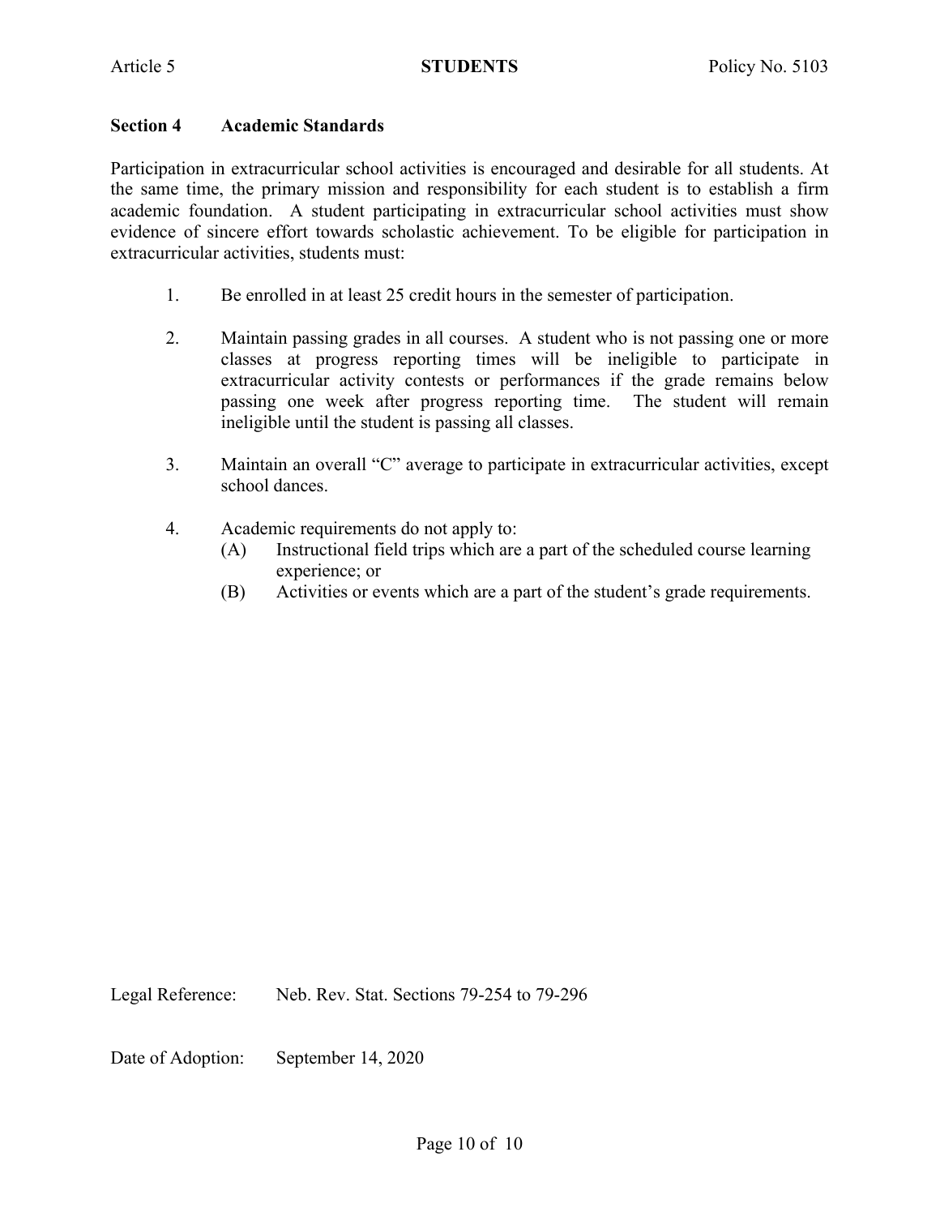## Section 4 Academic Standards

Participation in extracurricular school activities is encouraged and desirable for all students. At the same time, the primary mission and responsibility for each student is to establish a firm academic foundation. A student participating in extracurricular school activities must show evidence of sincere effort towards scholastic achievement. To be eligible for participation in extracurricular activities, students must:

1. Be enrolled in at least 25 credit hours in the semester of participation.

2. Maintain passing grades in all courses. A student who is not passing one or more classes at progress reporting times will be ineligible to participate in extracurricular activity contests or performances if the grade remains below passing one week after progress reporting time. The student will remain ineligible until the student is passing all classes.

3. Maintain an overall "C" average to participate in extracurricular activities, except school dances.

4. Academic requirements do not apply to:
   (A) Instructional field trips which are a part of the scheduled course learning experience; or
   (B) Activities or events which are a part of the student's grade requirements.

Legal Reference: Neb. Rev. Stat. Sections 79-254 to 79-296

Date of Adoption: September 14, 2020